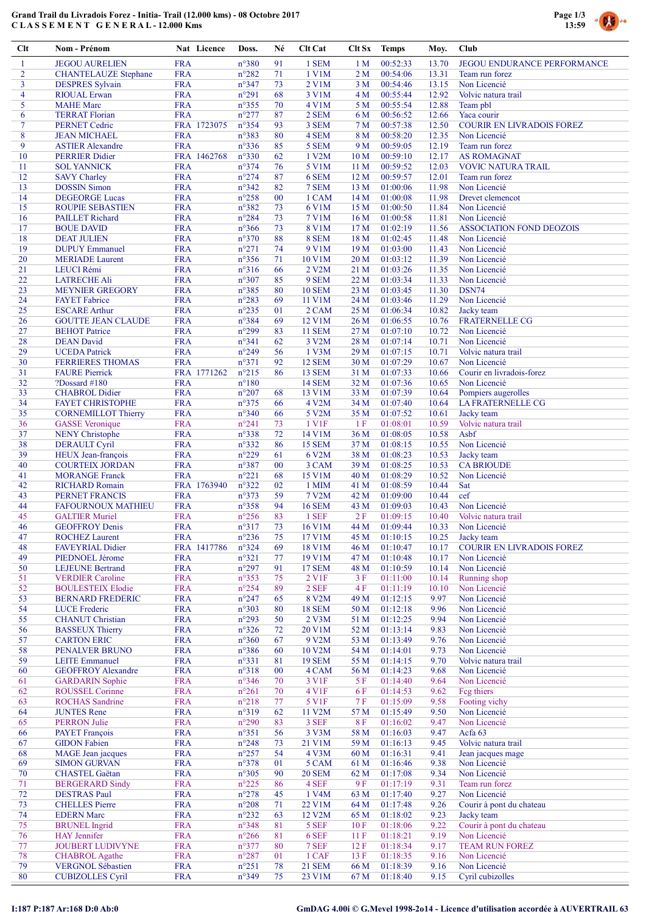**Grand Trail du Livradois Forez - Initia- Trail (12.000 kms) - 08 Octobre 2017**
**C L A S S E M E N T G E N E R A L - 12.000 Kms**

| Clt | Nom - Prénom | Nat | Licence | Doss. | Né | Clt Cat | Clt Sx | Temps | Moy. | Club |
|---|---|---|---|---|---|---|---|---|---|---|
| 1 | JEGOU AURELIEN | FRA | | n°380 | 91 | 1 SEM | 1 M | 00:52:33 | 13.70 | JEGOU ENDURANCE PERFORMANCE |
| 2 | CHANTELAUZE Stephane | FRA | | n°282 | 71 | 1 V1M | 2 M | 00:54:06 | 13.31 | Team run forez |
| 3 | DESPRES Sylvain | FRA | | n°347 | 73 | 2 V1M | 3 M | 00:54:46 | 13.15 | Non Licencié |
| 4 | RIOUAL Erwan | FRA | | n°291 | 68 | 3 V1M | 4 M | 00:55:44 | 12.92 | Volvic natura trail |
| 5 | MAHE Marc | FRA | | n°355 | 70 | 4 V1M | 5 M | 00:55:54 | 12.88 | Team pbl |
| 6 | TERRAT Florian | FRA | | n°277 | 87 | 2 SEM | 6 M | 00:56:52 | 12.66 | Yaca courir |
| 7 | PERNET Cedric | FRA | 1723075 | n°354 | 93 | 3 SEM | 7 M | 00:57:38 | 12.50 | COURIR EN LIVRADOIS FOREZ |
| 8 | JEAN MICHAEL | FRA | | n°383 | 80 | 4 SEM | 8 M | 00:58:20 | 12.35 | Non Licencié |
| 9 | ASTIER Alexandre | FRA | | n°336 | 85 | 5 SEM | 9 M | 00:59:05 | 12.19 | Team run forez |
| 10 | PERRIER Didier | FRA | 1462768 | n°330 | 62 | 1 V2M | 10 M | 00:59:10 | 12.17 | AS ROMAGNAT |
| 11 | SOL YANNICK | FRA | | n°374 | 76 | 5 V1M | 11 M | 00:59:52 | 12.03 | VOVIC NATURA TRAIL |
| 12 | SAVY Charley | FRA | | n°274 | 87 | 6 SEM | 12 M | 00:59:57 | 12.01 | Team run forez |
| 13 | DOSSIN Simon | FRA | | n°342 | 82 | 7 SEM | 13 M | 01:00:06 | 11.98 | Non Licencié |
| 14 | DEGEORGE Lucas | FRA | | n°258 | 00 | 1 CAM | 14 M | 01:00:08 | 11.98 | Drevet clementcot |
| 15 | ROUPIE SEBASTIEN | FRA | | n°382 | 73 | 6 V1M | 15 M | 01:00:50 | 11.84 | Non Licencié |
| 16 | PAILLET Richard | FRA | | n°284 | 73 | 7 V1M | 16 M | 01:00:58 | 11.81 | Non Licencié |
| 17 | BOUE DAVID | FRA | | n°366 | 73 | 8 V1M | 17 M | 01:02:19 | 11.56 | ASSOCIATION FOND DEOZOIS |
| 18 | DEAT JULIEN | FRA | | n°370 | 88 | 8 SEM | 18 M | 01:02:45 | 11.48 | Non Licencié |
| 19 | DUPUY Emmanuel | FRA | | n°271 | 74 | 9 V1M | 19 M | 01:03:00 | 11.43 | Non Licencié |
| 20 | MERIADE Laurent | FRA | | n°356 | 71 | 10 V1M | 20 M | 01:03:12 | 11.39 | Non Licencié |
| 21 | LEUCI Rémi | FRA | | n°316 | 66 | 2 V2M | 21 M | 01:03:26 | 11.35 | Non Licencié |
| 22 | LATRECHE Ali | FRA | | n°307 | 85 | 9 SEM | 22 M | 01:03:34 | 11.33 | Non Licencié |
| 23 | MEYNIER GREGORY | FRA | | n°385 | 80 | 10 SEM | 23 M | 01:03:45 | 11.30 | DSN74 |
| 24 | FAYET Fabrice | FRA | | n°283 | 69 | 11 V1M | 24 M | 01:03:46 | 11.29 | Non Licencié |
| 25 | ESCARE Arthur | FRA | | n°235 | 01 | 2 CAM | 25 M | 01:06:34 | 10.82 | Jacky team |
| 26 | GOUTTE JEAN CLAUDE | FRA | | n°384 | 69 | 12 V1M | 26 M | 01:06:55 | 10.76 | FRATERNELLE CG |
| 27 | BEHOT Patrice | FRA | | n°299 | 83 | 11 SEM | 27 M | 01:07:10 | 10.72 | Non Licencié |
| 28 | DEAN David | FRA | | n°341 | 62 | 3 V2M | 28 M | 01:07:14 | 10.71 | Non Licencié |
| 29 | UCEDA Patrick | FRA | | n°249 | 56 | 1 V3M | 29 M | 01:07:15 | 10.71 | Volvic natura trail |
| 30 | FERRIERES THOMAS | FRA | | n°371 | 92 | 12 SEM | 30 M | 01:07:29 | 10.67 | Non Licencié |
| 31 | FAURE Pierrick | FRA | 1771262 | n°215 | 86 | 13 SEM | 31 M | 01:07:33 | 10.66 | Courir en livradois-forez |
| 32 | ?Dossard #180 | FRA | | n°180 | | 14 SEM | 32 M | 01:07:36 | 10.65 | Non Licencié |
| 33 | CHABROL Didier | FRA | | n°207 | 68 | 13 V1M | 33 M | 01:07:39 | 10.64 | Pompiers augerolles |
| 34 | FAYET CHRISTOPHE | FRA | | n°375 | 66 | 4 V2M | 34 M | 01:07:40 | 10.64 | LA FRATERNELLE CG |
| 35 | CORNEMILLOT Thierry | FRA | | n°340 | 66 | 5 V2M | 35 M | 01:07:52 | 10.61 | Jacky team |
| 36 | GASSE Veronique | FRA | | n°241 | 73 | 1 V1F | 1 F | 01:08:01 | 10.59 | Volvic natura trail |
| 37 | NENY Christophe | FRA | | n°338 | 72 | 14 V1M | 36 M | 01:08:05 | 10.58 | Asbf |
| 38 | DERAULT Cyril | FRA | | n°332 | 86 | 15 SEM | 37 M | 01:08:15 | 10.55 | Non Licencié |
| 39 | HEUX Jean-françois | FRA | | n°229 | 61 | 6 V2M | 38 M | 01:08:23 | 10.53 | Jacky team |
| 40 | COURTEIX JORDAN | FRA | | n°387 | 00 | 3 CAM | 39 M | 01:08:25 | 10.53 | CA BRIOUDE |
| 41 | MORANGE Franck | FRA | | n°221 | 68 | 15 V1M | 40 M | 01:08:29 | 10.52 | Non Licencié |
| 42 | RICHARD Romain | FRA | 1763940 | n°322 | 02 | 1 MIM | 41 M | 01:08:59 | 10.44 | Sat |
| 43 | PERNET FRANCIS | FRA | | n°373 | 59 | 7 V2M | 42 M | 01:09:00 | 10.44 | cef |
| 44 | FAFOURNOUX MATHIEU | FRA | | n°358 | 94 | 16 SEM | 43 M | 01:09:03 | 10.43 | Non Licencié |
| 45 | GALTIER Muriel | FRA | | n°256 | 83 | 1 SEF | 2 F | 01:09:15 | 10.40 | Volvic natura trail |
| 46 | GEOFFROY Denis | FRA | | n°317 | 73 | 16 V1M | 44 M | 01:09:44 | 10.33 | Non Licencié |
| 47 | ROCHEZ Laurent | FRA | | n°236 | 75 | 17 V1M | 45 M | 01:10:15 | 10.25 | Jacky team |
| 48 | FAVEYRIAL Didier | FRA | 1417786 | n°324 | 69 | 18 V1M | 46 M | 01:10:47 | 10.17 | COURIR EN LIVRADOIS FOREZ |
| 49 | PIEDNOEL Jérome | FRA | | n°321 | 77 | 19 V1M | 47 M | 01:10:48 | 10.17 | Non Licencié |
| 50 | LEJEUNE Bertrand | FRA | | n°297 | 90 | 17 SEM | 48 M | 01:10:59 | 10.14 | Non Licencié |
| 51 | VERDIER Caroline | FRA | | n°353 | 75 | 2 V1F | 3 F | 01:11:00 | 10.14 | Running shop |
| 52 | BOULESTEIX Elodie | FRA | | n°254 | 89 | 2 SEF | 4 F | 01:11:19 | 10.10 | Non Licencié |
| 53 | BERNARD FREDERIC | FRA | | n°247 | 65 | 8 V2M | 49 M | 01:12:15 | 9.97 | Non Licencié |
| 54 | LUCE Frederic | FRA | | n°303 | 80 | 18 SEM | 50 M | 01:12:18 | 9.96 | Non Licencié |
| 55 | VAUNAT Christian | FRA | | n°293 | 50 | 2 V3M | 51 M | 01:12:25 | 9.94 | Non Licencié |
| 56 | BASSEUX Thierry | FRA | | n°326 | 72 | 20 V1M | 52 M | 01:13:14 | 9.83 | Non Licencié |
| 57 | CARTON ERIC | FRA | | n°360 | 67 | 9 V2M | 53 M | 01:13:49 | 9.76 | Non Licencié |
| 58 | PENALVER BRUNO | FRA | | n°386 | 60 | 10 V2M | 54 M | 01:14:01 | 9.73 | Non Licencié |
| 59 | LEITE Emmanuel | FRA | | n°331 | 81 | 19 SEM | 55 M | 01:14:15 | 9.70 | Volvic natura trail |
| 60 | GEOFFROY Alexandre | FRA | | n°318 | 00 | 4 CAM | 56 M | 01:14:23 | 9.68 | Non Licencié |
| 61 | GARDARIN Sophie | FRA | | n°346 | 70 | 3 V1F | 5 F | 01:14:40 | 9.64 | Non Licencié |
| 62 | ROUSSEL Corinne | FRA | | n°261 | 70 | 4 V1F | 6 F | 01:14:53 | 9.62 | Fcg thiers |
| 63 | ROCHAS Sandrine | FRA | | n°218 | 77 | 5 V1F | 7 F | 01:15:09 | 9.58 | Footing vichy |
| 64 | JUNTES Rene | FRA | | n°319 | 62 | 11 V2M | 57 M | 01:15:49 | 9.50 | Non Licencié |
| 65 | PERRON Julie | FRA | | n°290 | 83 | 3 SEF | 8 F | 01:16:02 | 9.47 | Non Licencié |
| 66 | PAYET François | FRA | | n°351 | 56 | 3 V3M | 58 M | 01:16:03 | 9.47 | Acfa 63 |
| 67 | GIDON Fabien | FRA | | n°248 | 73 | 21 V1M | 59 M | 01:16:13 | 9.45 | Volvic natura trail |
| 68 | MAGE Jean jacques | FRA | | n°257 | 54 | 4 V3M | 60 M | 01:16:31 | 9.41 | Jean jacques mage |
| 69 | SIMON GURVAN | FRA | | n°378 | 01 | 5 CAM | 61 M | 01:16:46 | 9.38 | Non Licencié |
| 70 | CHASTEL Gaëtan | FRA | | n°305 | 90 | 20 SEM | 62 M | 01:17:08 | 9.34 | Non Licencié |
| 71 | BERGERARD Sindy | FRA | | n°225 | 86 | 4 SEF | 9 F | 01:17:19 | 9.31 | Team run forez |
| 72 | DESTRAS Paul | FRA | | n°278 | 45 | 1 V4M | 63 M | 01:17:40 | 9.27 | Non Licencié |
| 73 | CHELLES Pierre | FRA | | n°208 | 71 | 22 V1M | 64 M | 01:17:48 | 9.26 | Courir à pont du chateau |
| 74 | EDERN Marc | FRA | | n°232 | 63 | 12 V2M | 65 M | 01:18:02 | 9.23 | Jacky team |
| 75 | BRUNEL Ingrid | FRA | | n°348 | 81 | 5 SEF | 10 F | 01:18:06 | 9.22 | Courir à pont du chateau |
| 76 | HAY Jennifer | FRA | | n°266 | 81 | 6 SEF | 11 F | 01:18:21 | 9.19 | Non Licencié |
| 77 | JOUBERT LUDIVYNE | FRA | | n°377 | 80 | 7 SEF | 12 F | 01:18:34 | 9.17 | TEAM RUN FOREZ |
| 78 | CHABROL Agathe | FRA | | n°287 | 01 | 1 CAF | 13 F | 01:18:35 | 9.16 | Non Licencié |
| 79 | VERGNOL Sébastien | FRA | | n°251 | 78 | 21 SEM | 66 M | 01:18:39 | 9.16 | Non Licencié |
| 80 | CUBIZOLLES Cyril | FRA | | n°349 | 75 | 23 V1M | 67 M | 01:18:40 | 9.15 | Cyril cubizolles |

I:187 P:187 Ar:168 D:0 Ab:0

GmDAG 4.00i © G.Mevel 1998-2o14 - Licence d'utilisation accordée à AUVERTRAIL 63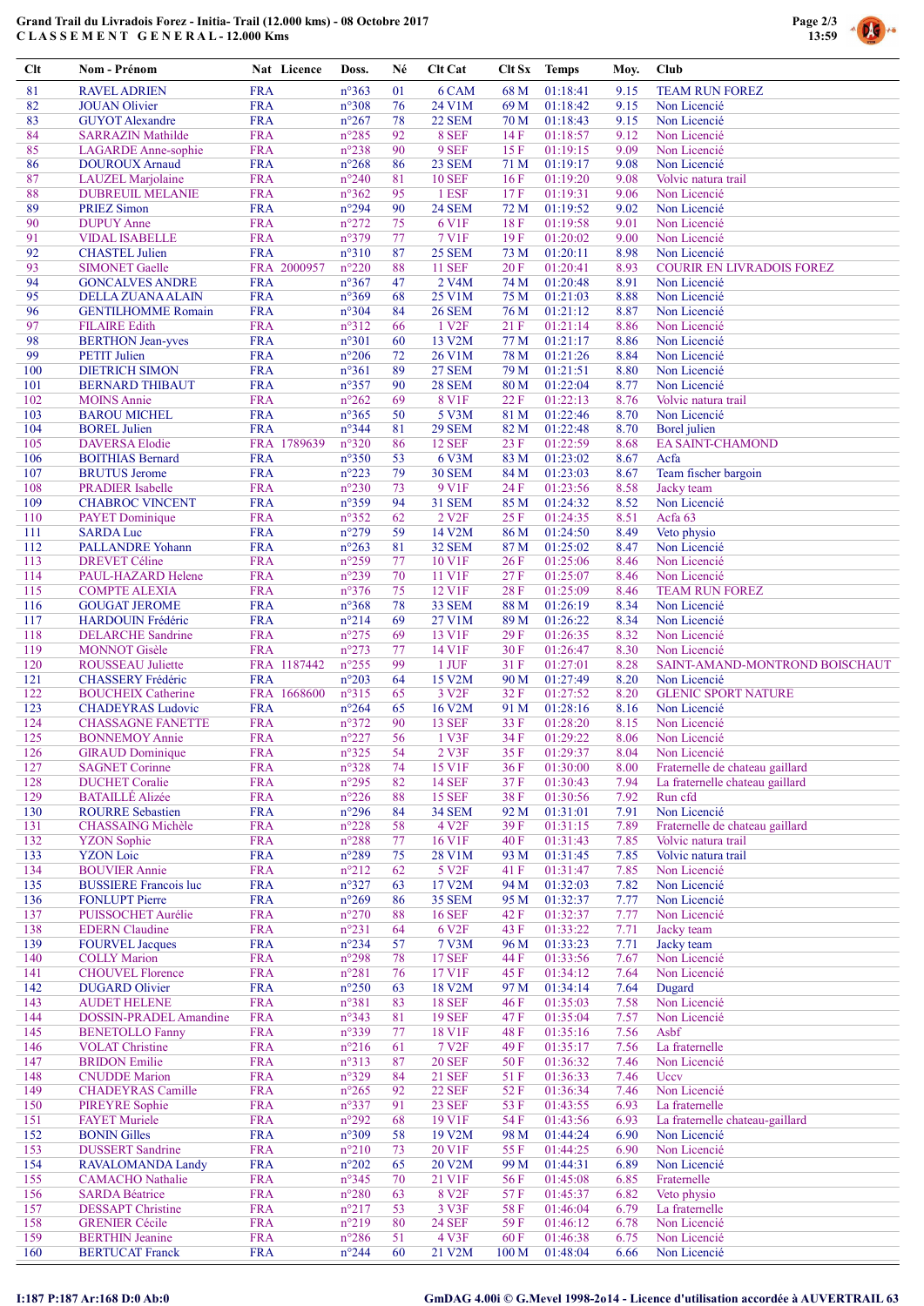# Grand Trail du Livradois Forez - Initia- Trail (12.000 kms) - 08 Octobre 2017

CLASSEMENT GENERAL - 12.000 Kms

| Clt | Nom - Prénom | Nat | Licence | Doss. | Né | Clt Cat | Clt Sx | Temps | Moy. | Club |
|---|---|---|---|---|---|---|---|---|---|---|
| 81 | RAVEL ADRIEN | FRA | | n°363 | 01 | 6 CAM | 68 M | 01:18:41 | 9.15 | TEAM RUN FOREZ |
| 82 | JOUAN Olivier | FRA | | n°308 | 76 | 24 V1M | 69 M | 01:18:42 | 9.15 | Non Licencié |
| 83 | GUYOT Alexandre | FRA | | n°267 | 78 | 22 SEM | 70 M | 01:18:43 | 9.15 | Non Licencié |
| 84 | SARRAZIN Mathilde | FRA | | n°285 | 92 | 8 SEF | 14 F | 01:18:57 | 9.12 | Non Licencié |
| 85 | LAGARDE Anne-sophie | FRA | | n°238 | 90 | 9 SEF | 15 F | 01:19:15 | 9.09 | Non Licencié |
| 86 | DOUROUX Arnaud | FRA | | n°268 | 86 | 23 SEM | 71 M | 01:19:17 | 9.08 | Non Licencié |
| 87 | LAUZEL Marjolaine | FRA | | n°240 | 81 | 10 SEF | 16 F | 01:19:20 | 9.08 | Volvic natura trail |
| 88 | DUBREUIL MELANIE | FRA | | n°362 | 95 | 1 ESF | 17 F | 01:19:31 | 9.06 | Non Licencié |
| 89 | PRIEZ Simon | FRA | | n°294 | 90 | 24 SEM | 72 M | 01:19:52 | 9.02 | Non Licencié |
| 90 | DUPUY Anne | FRA | | n°272 | 75 | 6 V1F | 18 F | 01:19:58 | 9.01 | Non Licencié |
| 91 | VIDAL ISABELLE | FRA | | n°379 | 77 | 7 V1F | 19 F | 01:20:02 | 9.00 | Non Licencié |
| 92 | CHASTEL Julien | FRA | | n°310 | 87 | 25 SEM | 73 M | 01:20:11 | 8.98 | Non Licencié |
| 93 | SIMONET Gaelle | FRA | 2000957 | n°220 | 88 | 11 SEF | 20 F | 01:20:41 | 8.93 | COURIR EN LIVRADOIS FOREZ |
| 94 | GONCALVES ANDRE | FRA | | n°367 | 47 | 2 V4M | 74 M | 01:20:48 | 8.91 | Non Licencié |
| 95 | DELLA ZUANA ALAIN | FRA | | n°369 | 68 | 25 V1M | 75 M | 01:21:03 | 8.88 | Non Licencié |
| 96 | GENTILHOMME Romain | FRA | | n°304 | 84 | 26 SEM | 76 M | 01:21:12 | 8.87 | Non Licencié |
| 97 | FILAIRE Edith | FRA | | n°312 | 66 | 1 V2F | 21 F | 01:21:14 | 8.86 | Non Licencié |
| 98 | BERTHON Jean-yves | FRA | | n°301 | 60 | 13 V2M | 77 M | 01:21:17 | 8.86 | Non Licencié |
| 99 | PETIT Julien | FRA | | n°206 | 72 | 26 V1M | 78 M | 01:21:26 | 8.84 | Non Licencié |
| 100 | DIETRICH SIMON | FRA | | n°361 | 89 | 27 SEM | 79 M | 01:21:51 | 8.80 | Non Licencié |
| 101 | BERNARD THIBAUT | FRA | | n°357 | 90 | 28 SEM | 80 M | 01:22:04 | 8.77 | Non Licencié |
| 102 | MOINS Annie | FRA | | n°262 | 69 | 8 V1F | 22 F | 01:22:13 | 8.76 | Volvic natura trail |
| 103 | BAROU MICHEL | FRA | | n°365 | 50 | 5 V3M | 81 M | 01:22:46 | 8.70 | Non Licencié |
| 104 | BOREL Julien | FRA | | n°344 | 81 | 29 SEM | 82 M | 01:22:48 | 8.70 | Borel julien |
| 105 | DAVERSA Elodie | FRA | 1789639 | n°320 | 86 | 12 SEF | 23 F | 01:22:59 | 8.68 | EA SAINT-CHAMOND |
| 106 | BOITHIAS Bernard | FRA | | n°350 | 53 | 6 V3M | 83 M | 01:23:02 | 8.67 | Acfa |
| 107 | BRUTUS Jerome | FRA | | n°223 | 79 | 30 SEM | 84 M | 01:23:03 | 8.67 | Team fischer bargoin |
| 108 | PRADIER Isabelle | FRA | | n°230 | 73 | 9 V1F | 24 F | 01:23:56 | 8.58 | Jacky team |
| 109 | CHABROC VINCENT | FRA | | n°359 | 94 | 31 SEM | 85 M | 01:24:32 | 8.52 | Non Licencié |
| 110 | PAYET Dominique | FRA | | n°352 | 62 | 2 V2F | 25 F | 01:24:35 | 8.51 | Acfa 63 |
| 111 | SARDA Luc | FRA | | n°279 | 59 | 14 V2M | 86 M | 01:24:50 | 8.49 | Veto physio |
| 112 | PALLANDRE Yohann | FRA | | n°263 | 81 | 32 SEM | 87 M | 01:25:02 | 8.47 | Non Licencié |
| 113 | DREVET Céline | FRA | | n°259 | 77 | 10 V1F | 26 F | 01:25:06 | 8.46 | Non Licencié |
| 114 | PAUL-HAZARD Helene | FRA | | n°239 | 70 | 11 V1F | 27 F | 01:25:07 | 8.46 | Non Licencié |
| 115 | COMPTE ALEXIA | FRA | | n°376 | 75 | 12 V1F | 28 F | 01:25:09 | 8.46 | TEAM RUN FOREZ |
| 116 | GOUGAT JEROME | FRA | | n°368 | 78 | 33 SEM | 88 M | 01:26:19 | 8.34 | Non Licencié |
| 117 | HARDOUIN Frédéric | FRA | | n°214 | 69 | 27 V1M | 89 M | 01:26:22 | 8.34 | Non Licencié |
| 118 | DELARCHE Sandrine | FRA | | n°275 | 69 | 13 V1F | 29 F | 01:26:35 | 8.32 | Non Licencié |
| 119 | MONNOT Gisèle | FRA | | n°273 | 77 | 14 V1F | 30 F | 01:26:47 | 8.30 | Non Licencié |
| 120 | ROUSSEAU Juliette | FRA | 1187442 | n°255 | 99 | 1 JUF | 31 F | 01:27:01 | 8.28 | SAINT-AMAND-MONTROND BOISCHAUT |
| 121 | CHASSERY Frédéric | FRA | | n°203 | 64 | 15 V2M | 90 M | 01:27:49 | 8.20 | Non Licencié |
| 122 | BOUCHEIX Catherine | FRA | 1668600 | n°315 | 65 | 3 V2F | 32 F | 01:27:52 | 8.20 | GLENIC SPORT NATURE |
| 123 | CHADEYRAS Ludovic | FRA | | n°264 | 65 | 16 V2M | 91 M | 01:28:16 | 8.16 | Non Licencié |
| 124 | CHASSAGNE FANETTE | FRA | | n°372 | 90 | 13 SEF | 33 F | 01:28:20 | 8.15 | Non Licencié |
| 125 | BONNEMOY Annie | FRA | | n°227 | 56 | 1 V3F | 34 F | 01:29:22 | 8.06 | Non Licencié |
| 126 | GIRAUD Dominique | FRA | | n°325 | 54 | 2 V3F | 35 F | 01:29:37 | 8.04 | Non Licencié |
| 127 | SAGNET Corinne | FRA | | n°328 | 74 | 15 V1F | 36 F | 01:30:00 | 8.00 | Fraternelle de chateau gaillard |
| 128 | DUCHET Coralie | FRA | | n°295 | 82 | 14 SEF | 37 F | 01:30:43 | 7.94 | La fraternelle chateau gaillard |
| 129 | BATAILLÉ Alizée | FRA | | n°226 | 88 | 15 SEF | 38 F | 01:30:56 | 7.92 | Run cfd |
| 130 | ROURRE Sebastien | FRA | | n°296 | 84 | 34 SEM | 92 M | 01:31:01 | 7.91 | Non Licencié |
| 131 | CHASSAING Michèle | FRA | | n°228 | 58 | 4 V2F | 39 F | 01:31:15 | 7.89 | Fraternelle de chateau gaillard |
| 132 | YZON Sophie | FRA | | n°288 | 77 | 16 V1F | 40 F | 01:31:43 | 7.85 | Volvic natura trail |
| 133 | YZON Loic | FRA | | n°289 | 75 | 28 V1M | 93 M | 01:31:45 | 7.85 | Volvic natura trail |
| 134 | BOUVIER Annie | FRA | | n°212 | 62 | 5 V2F | 41 F | 01:31:47 | 7.85 | Non Licencié |
| 135 | BUSSIERE Francois luc | FRA | | n°327 | 63 | 17 V2M | 94 M | 01:32:03 | 7.82 | Non Licencié |
| 136 | FONLUPT Pierre | FRA | | n°269 | 86 | 35 SEM | 95 M | 01:32:37 | 7.77 | Non Licencié |
| 137 | PUISSOCHET Aurélie | FRA | | n°270 | 88 | 16 SEF | 42 F | 01:32:37 | 7.77 | Non Licencié |
| 138 | EDERN Claudine | FRA | | n°231 | 64 | 6 V2F | 43 F | 01:33:22 | 7.71 | Jacky team |
| 139 | FOURVEL Jacques | FRA | | n°234 | 57 | 7 V3M | 96 M | 01:33:23 | 7.71 | Jacky team |
| 140 | COLLY Marion | FRA | | n°298 | 78 | 17 SEF | 44 F | 01:33:56 | 7.67 | Non Licencié |
| 141 | CHOUVEL Florence | FRA | | n°281 | 76 | 17 V1F | 45 F | 01:34:12 | 7.64 | Non Licencié |
| 142 | DUGARD Olivier | FRA | | n°250 | 63 | 18 V2M | 97 M | 01:34:14 | 7.64 | Dugard |
| 143 | AUDET HELENE | FRA | | n°381 | 83 | 18 SEF | 46 F | 01:35:03 | 7.58 | Non Licencié |
| 144 | DOSSIN-PRADEL Amandine | FRA | | n°343 | 81 | 19 SEF | 47 F | 01:35:04 | 7.57 | Non Licencié |
| 145 | BENETOLLO Fanny | FRA | | n°339 | 77 | 18 V1F | 48 F | 01:35:16 | 7.56 | Asbf |
| 146 | VOLAT Christine | FRA | | n°216 | 61 | 7 V2F | 49 F | 01:35:17 | 7.56 | La fraternelle |
| 147 | BRIDON Emilie | FRA | | n°313 | 87 | 20 SEF | 50 F | 01:36:32 | 7.46 | Non Licencié |
| 148 | CNUDDE Marion | FRA | | n°329 | 84 | 21 SEF | 51 F | 01:36:33 | 7.46 | Uccv |
| 149 | CHADEYRAS Camille | FRA | | n°265 | 92 | 22 SEF | 52 F | 01:36:34 | 7.46 | Non Licencié |
| 150 | PIREYRE Sophie | FRA | | n°337 | 91 | 23 SEF | 53 F | 01:43:55 | 6.93 | La fraternelle |
| 151 | FAYET Muriele | FRA | | n°292 | 68 | 19 V1F | 54 F | 01:43:56 | 6.93 | La fraternelle chateau-gaillard |
| 152 | BONIN Gilles | FRA | | n°309 | 58 | 19 V2M | 98 M | 01:44:24 | 6.90 | Non Licencié |
| 153 | DUSSERT Sandrine | FRA | | n°210 | 73 | 20 V1F | 55 F | 01:44:25 | 6.90 | Non Licencié |
| 154 | RAVALOMANDA Landy | FRA | | n°202 | 65 | 20 V2M | 99 M | 01:44:31 | 6.89 | Non Licencié |
| 155 | CAMACHO Nathalie | FRA | | n°345 | 70 | 21 V1F | 56 F | 01:45:08 | 6.85 | Fraternelle |
| 156 | SARDA Béatrice | FRA | | n°280 | 63 | 8 V2F | 57 F | 01:45:37 | 6.82 | Veto physio |
| 157 | DESSAPT Christine | FRA | | n°217 | 53 | 3 V3F | 58 F | 01:46:04 | 6.79 | La fraternelle |
| 158 | GRENIER Cécile | FRA | | n°219 | 80 | 24 SEF | 59 F | 01:46:12 | 6.78 | Non Licencié |
| 159 | BERTHIN Jeanine | FRA | | n°286 | 51 | 4 V3F | 60 F | 01:46:38 | 6.75 | Non Licencié |
| 160 | BERTUCAT Franck | FRA | | n°244 | 60 | 21 V2M | 100 M | 01:48:04 | 6.66 | Non Licencié |

I:187 P:187 Ar:168 D:0 Ab:0

GmDAG 4.00i © G.Mevel 1998-2014 - Licence d'utilisation accordée à AUVERTRAIL 63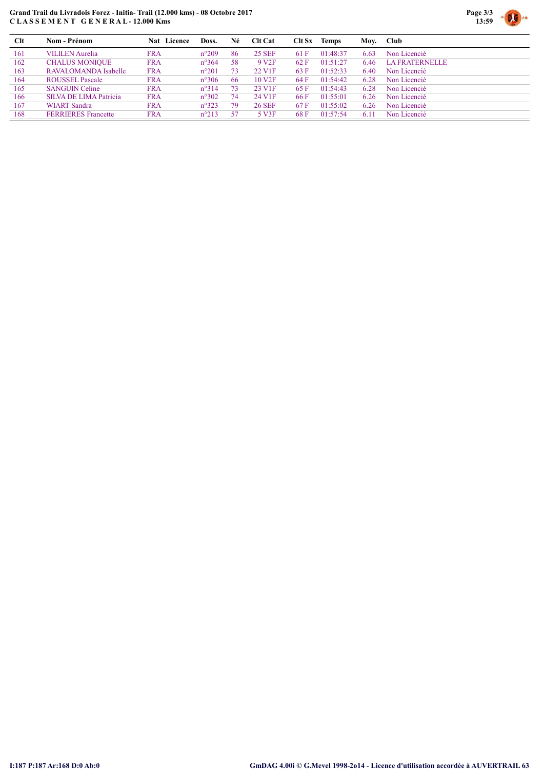**Grand Trail du Livradois Forez - Initia- Trail (12.000 kms) - 08 Octobre 2017**
**C L A S S E M E N T   G E N E R A L - 12.000 Kms**

| Clt | Nom - Prénom | Nat | Licence | Doss. | Né | Clt Cat | Clt Sx | Temps | Moy. | Club |
|---|---|---|---|---|---|---|---|---|---|---|
| 161 | VILILEN Aurelia | FRA | | n°209 | 86 | 25 SEF | 61 F | 01:48:37 | 6.63 | Non Licencié |
| 162 | CHALUS MONIQUE | FRA | | n°364 | 58 | 9 V2F | 62 F | 01:51:27 | 6.46 | LA FRATERNELLE |
| 163 | RAVALOMANDA Isabelle | FRA | | n°201 | 73 | 22 V1F | 63 F | 01:52:33 | 6.40 | Non Licencié |
| 164 | ROUSSEL Pascale | FRA | | n°306 | 66 | 10 V2F | 64 F | 01:54:42 | 6.28 | Non Licencié |
| 165 | SANGUIN Celine | FRA | | n°314 | 73 | 23 V1F | 65 F | 01:54:43 | 6.28 | Non Licencié |
| 166 | SILVA DE LIMA Patricia | FRA | | n°302 | 74 | 24 V1F | 66 F | 01:55:01 | 6.26 | Non Licencié |
| 167 | WIART Sandra | FRA | | n°323 | 79 | 26 SEF | 67 F | 01:55:02 | 6.26 | Non Licencié |
| 168 | FERRIERES Francette | FRA | | n°213 | 57 | 5 V3F | 68 F | 01:57:54 | 6.11 | Non Licencié |

I:187 P:187 Ar:168 D:0 Ab:0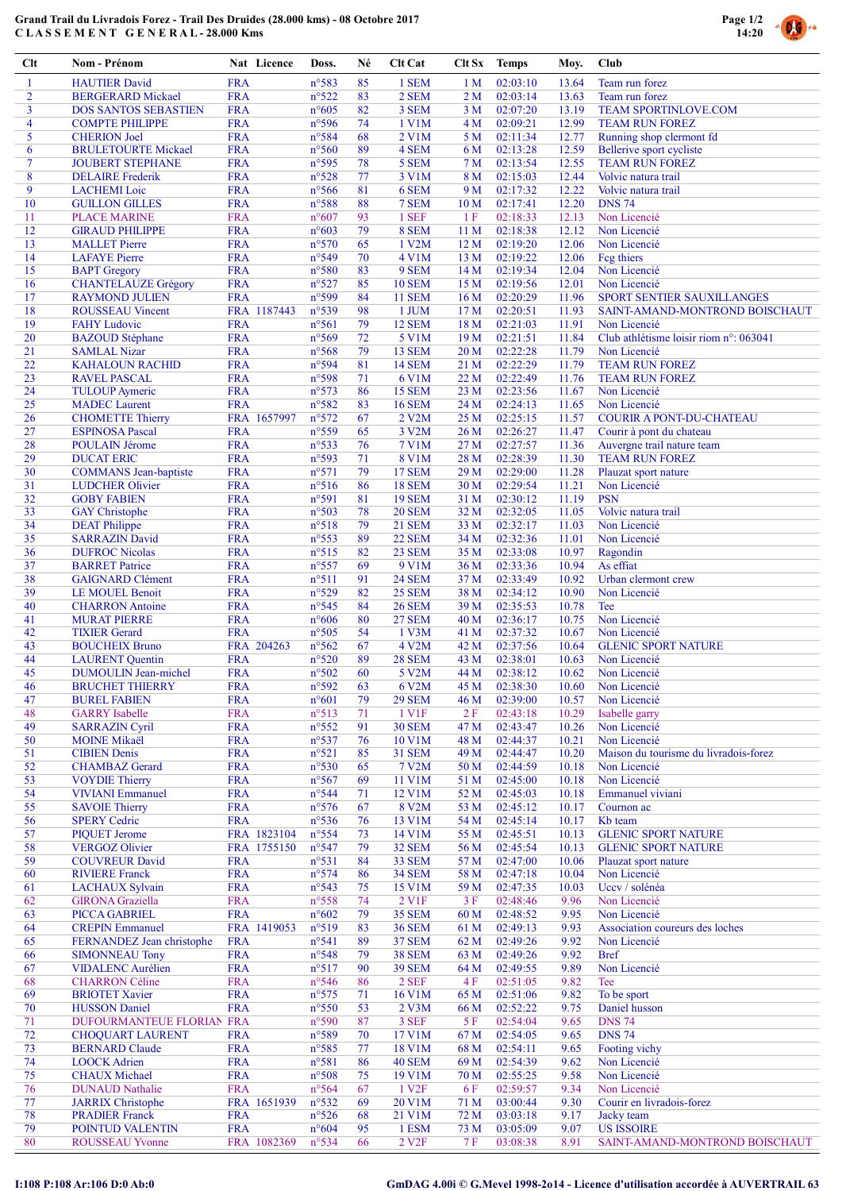**Grand Trail du Livradois Forez - Trail Des Druides (28.000 kms) - 08 Octobre 2017**
**CLASSEMENT GENERAL - 28.000 Kms**

| Clt | Nom - Prénom | Nat | Licence | Doss. | Né | Clt Cat | Clt Sx | Temps | Moy. | Club |
|---|---|---|---|---|---|---|---|---|---|---|
| 1 | HAUTIER David | FRA | | n°583 | 85 | 1 SEM | 1 M | 02:03:10 | 13.64 | Team run forez |
| 2 | BERGERAND Mickael | FRA | | n°522 | 83 | 2 SEM | 2 M | 02:03:14 | 13.63 | Team run forez |
| 3 | DOS SANTOS SEBASTIEN | FRA | | n°605 | 82 | 3 SEM | 3 M | 02:07:20 | 13.19 | TEAM SPORTINLOVE.COM |
| 4 | COMPTE PHILIPPE | FRA | | n°596 | 74 | 1 V1M | 4 M | 02:09:21 | 12.99 | TEAM RUN FOREZ |
| 5 | CHERION Joel | FRA | | n°584 | 68 | 2 V1M | 5 M | 02:11:34 | 12.77 | Running shop clermont fd |
| 6 | BRULETOURTE Mickael | FRA | | n°560 | 89 | 4 SEM | 6 M | 02:13:28 | 12.59 | Bellerive sport cycliste |
| 7 | JOUBERT STEPHANE | FRA | | n°595 | 78 | 5 SEM | 7 M | 02:13:54 | 12.55 | TEAM RUN FOREZ |
| 8 | DELAIRE Frederik | FRA | | n°528 | 77 | 3 V1M | 8 M | 02:15:03 | 12.44 | Volvic natura trail |
| 9 | LACHEMI Loic | FRA | | n°566 | 81 | 6 SEM | 9 M | 02:17:32 | 12.22 | Volvic natura trail |
| 10 | GUILLON GILLES | FRA | | n°588 | 88 | 7 SEM | 10 M | 02:17:41 | 12.20 | DNS 74 |
| 11 | PLACE MARINE | FRA | | n°607 | 93 | 1 SEF | 1 F | 02:18:33 | 12.13 | Non Licencié |
| 12 | GIRAUD PHILIPPE | FRA | | n°603 | 79 | 8 SEM | 11 M | 02:18:38 | 12.12 | Non Licencié |
| 13 | MALLET Pierre | FRA | | n°570 | 65 | 1 V2M | 12 M | 02:19:20 | 12.06 | Non Licencié |
| 14 | LAFAYE Pierre | FRA | | n°549 | 70 | 4 V1M | 13 M | 02:19:22 | 12.06 | Fcg thiers |
| 15 | BAPT Gregory | FRA | | n°580 | 83 | 9 SEM | 14 M | 02:19:34 | 12.04 | Non Licencié |
| 16 | CHANTELAUZE Grégory | FRA | | n°527 | 85 | 10 SEM | 15 M | 02:19:56 | 12.01 | Non Licencié |
| 17 | RAYMOND JULIEN | FRA | | n°599 | 84 | 11 SEM | 16 M | 02:20:29 | 11.96 | SPORT SENTIER SAUXILLANGES |
| 18 | ROUSSEAU Vincent | FRA | 1187443 | n°539 | 98 | 1 JUM | 17 M | 02:20:51 | 11.93 | SAINT-AMAND-MONTROND BOISCHAUT |
| 19 | FAHY Ludovic | FRA | | n°561 | 79 | 12 SEM | 18 M | 02:21:03 | 11.91 | Non Licencié |
| 20 | BAZOUD Stéphane | FRA | | n°569 | 72 | 5 V1M | 19 M | 02:21:51 | 11.84 | Club athlétisme loisir riom n°: 063041 |
| 21 | SAMLAL Nizar | FRA | | n°568 | 79 | 13 SEM | 20 M | 02:22:28 | 11.79 | Non Licencié |
| 22 | KAHALOUN RACHID | FRA | | n°594 | 81 | 14 SEM | 21 M | 02:22:29 | 11.79 | TEAM RUN FOREZ |
| 23 | RAVEL PASCAL | FRA | | n°598 | 71 | 6 V1M | 22 M | 02:22:49 | 11.76 | TEAM RUN FOREZ |
| 24 | TULOUP Aymeric | FRA | | n°573 | 86 | 15 SEM | 23 M | 02:23:56 | 11.67 | Non Licencié |
| 25 | MADEC Laurent | FRA | | n°582 | 83 | 16 SEM | 24 M | 02:24:13 | 11.65 | Non Licencié |
| 26 | CHOMETTE Thierry | FRA | 1657997 | n°572 | 67 | 2 V2M | 25 M | 02:25:15 | 11.57 | COURIR A PONT-DU-CHATEAU |
| 27 | ESPINOSA Pascal | FRA | | n°559 | 65 | 3 V2M | 26 M | 02:26:27 | 11.47 | Courir à pont du chateau |
| 28 | POULAIN Jérome | FRA | | n°533 | 76 | 7 V1M | 27 M | 02:27:57 | 11.36 | Auvergne trail nature team |
| 29 | DUCAT ERIC | FRA | | n°593 | 71 | 8 V1M | 28 M | 02:28:39 | 11.30 | TEAM RUN FOREZ |
| 30 | COMMANS Jean-baptiste | FRA | | n°571 | 73 | 17 SEM | 29 M | 02:29:00 | 11.28 | Plauzat sport nature |
| 31 | LUDCHER Olivier | FRA | | n°516 | 86 | 18 SEM | 30 M | 02:29:54 | 11.21 | Non Licencié |
| 32 | GOBY FABIEN | FRA | | n°591 | 81 | 19 SEM | 31 M | 02:30:12 | 11.19 | PSN |
| 33 | GAY Christophe | FRA | | n°503 | 78 | 20 SEM | 32 M | 02:32:05 | 11.05 | Volvic natura trail |
| 34 | DEAT Philippe | FRA | | n°518 | 79 | 21 SEM | 33 M | 02:32:17 | 11.03 | Non Licencié |
| 35 | SARAZIN David | FRA | | n°553 | 89 | 22 SEM | 34 M | 02:32:36 | 11.01 | Non Licencié |
| 36 | DUFROC Nicolas | FRA | | n°515 | 82 | 23 SEM | 35 M | 02:33:08 | 10.97 | Ragondin |
| 37 | BARRET Patrice | FRA | | n°557 | 69 | 9 V1M | 36 M | 02:33:36 | 10.94 | As effiat |
| 38 | GAIGNARD Clément | FRA | | n°511 | 91 | 24 SEM | 37 M | 02:33:49 | 10.92 | Urban clermont crew |
| 39 | LE MOUEL Benoit | FRA | | n°529 | 82 | 25 SEM | 38 M | 02:34:12 | 10.90 | Non Licencié |
| 40 | CHARRON Antoine | FRA | | n°545 | 84 | 26 SEM | 39 M | 02:35:53 | 10.78 | Tee |
| 41 | MURAT PIERRE | FRA | | n°606 | 80 | 27 SEM | 40 M | 02:36:17 | 10.75 | Non Licencié |
| 42 | TIXIER Gerard | FRA | | n°505 | 54 | 1 V3M | 41 M | 02:37:32 | 10.67 | Non Licencié |
| 43 | BOUCHEIX Bruno | FRA | 204263 | n°562 | 67 | 4 V2M | 42 M | 02:37:56 | 10.64 | GLENIC SPORT NATURE |
| 44 | LAURENT Quentin | FRA | | n°520 | 89 | 28 SEM | 43 M | 02:38:01 | 10.63 | Non Licencié |
| 45 | DOUMOULIN Jean-michel | FRA | | n°502 | 60 | 5 V2M | 44 M | 02:38:12 | 10.62 | Non Licencié |
| 46 | BRUCHET THIERRY | FRA | | n°592 | 63 | 6 V2M | 45 M | 02:38:30 | 10.60 | Non Licencié |
| 47 | BUREL FABIEN | FRA | | n°601 | 79 | 29 SEM | 46 M | 02:39:00 | 10.57 | Non Licencié |
| 48 | GARRY Isabelle | FRA | | n°513 | 71 | 1 V1F | 2 F | 02:43:18 | 10.29 | Isabelle garry |
| 49 | SARRAZIN Cyril | FRA | | n°552 | 91 | 30 SEM | 47 M | 02:43:47 | 10.26 | Non Licencié |
| 50 | MOINE Mikaël | FRA | | n°537 | 76 | 10 V1M | 48 M | 02:44:37 | 10.21 | Non Licencié |
| 51 | CIBIEN Denis | FRA | | n°521 | 85 | 31 SEM | 49 M | 02:44:47 | 10.20 | Maison du tourisme du livradois-forez |
| 52 | CHAMBAZ Gerard | FRA | | n°530 | 65 | 7 V2M | 50 M | 02:44:59 | 10.18 | Non Licencié |
| 53 | VOYDIE Thierry | FRA | | n°567 | 69 | 11 V1M | 51 M | 02:45:00 | 10.18 | Non Licencié |
| 54 | VIVIANI Emmanuel | FRA | | n°544 | 71 | 12 V1M | 52 M | 02:45:03 | 10.18 | Emmanuel viviani |
| 55 | SAVOIE Thierry | FRA | | n°576 | 67 | 8 V2M | 53 M | 02:45:12 | 10.17 | Cournon ac |
| 56 | SPERY Cedric | FRA | | n°536 | 76 | 13 V1M | 54 M | 02:45:14 | 10.17 | Kb team |
| 57 | PIQUET Jerome | FRA | 1823104 | n°554 | 73 | 14 V1M | 55 M | 02:45:51 | 10.13 | GLENIC SPORT NATURE |
| 58 | VERGOZ Olivier | FRA | 1755150 | n°547 | 79 | 32 SEM | 56 M | 02:45:54 | 10.13 | GLENIC SPORT NATURE |
| 59 | COUVREUR David | FRA | | n°531 | 84 | 33 SEM | 57 M | 02:47:00 | 10.06 | Plauzat sport nature |
| 60 | RIVIERE Franck | FRA | | n°574 | 86 | 34 SEM | 58 M | 02:47:18 | 10.04 | Non Licencié |
| 61 | LACHAUX Sylvain | FRA | | n°543 | 75 | 15 V1M | 59 M | 02:47:35 | 10.03 | Uccv / soléna |
| 62 | GIRONA Graziella | FRA | | n°558 | 74 | 2 V1F | 3 F | 02:48:46 | 9.96 | Non Licencié |
| 63 | PICCA GABRIEL | FRA | | n°602 | 79 | 35 SEM | 60 M | 02:48:52 | 9.95 | Non Licencié |
| 64 | CREPIN Emmanuel | FRA | 1419053 | n°519 | 83 | 36 SEM | 61 M | 02:49:13 | 9.93 | Association coureurs des loches |
| 65 | FERNANDEZ Jean christophe | FRA | | n°541 | 89 | 37 SEM | 62 M | 02:49:26 | 9.92 | Non Licencié |
| 66 | SIMONNEAU Tony | FRA | | n°548 | 79 | 38 SEM | 63 M | 02:49:26 | 9.92 | Bref |
| 67 | VIDALENC Aurélien | FRA | | n°517 | 90 | 39 SEM | 64 M | 02:49:55 | 9.89 | Non Licencié |
| 68 | CHARRON Céline | FRA | | n°546 | 86 | 2 SEF | 4 F | 02:51:05 | 9.82 | Tee |
| 69 | BRIOTET Xavier | FRA | | n°575 | 71 | 16 V1M | 65 M | 02:51:06 | 9.82 | To be sport |
| 70 | HUSSON Daniel | FRA | | n°550 | 53 | 2 V3M | 66 M | 02:52:22 | 9.75 | Daniel husson |
| 71 | DUFOURMANTEUE FLORIAN | FRA | | n°590 | 87 | 3 SEF | 5 F | 02:54:04 | 9.65 | DNS 74 |
| 72 | CHOQUART LAURENT | FRA | | n°589 | 70 | 17 V1M | 67 M | 02:54:05 | 9.65 | DNS 74 |
| 73 | BERNARD Claude | FRA | | n°585 | 77 | 18 V1M | 68 M | 02:54:11 | 9.65 | Footing vichy |
| 74 | LOOCK Adrien | FRA | | n°581 | 86 | 40 SEM | 69 M | 02:54:39 | 9.62 | Non Licencié |
| 75 | CHAUX Michael | FRA | | n°508 | 75 | 19 V1M | 70 M | 02:55:25 | 9.58 | Non Licencié |
| 76 | DUNAUD Nathalie | FRA | | n°564 | 67 | 1 V2F | 6 F | 02:59:57 | 9.34 | Non Licencié |
| 77 | JARRIX Christophe | FRA | 1651939 | n°532 | 69 | 20 V1M | 71 M | 03:00:44 | 9.30 | Courir en livradois-forez |
| 78 | PRADIER Franck | FRA | | n°526 | 68 | 21 V1M | 72 M | 03:03:18 | 9.17 | Jacky team |
| 79 | POINTUD VALENTIN | FRA | | n°604 | 95 | 1 ESM | 73 M | 03:05:09 | 9.07 | US ISSOIRE |
| 80 | ROUSSEAU Yvonne | FRA | 1082369 | n°534 | 66 | 2 V2F | 7 F | 03:08:38 | 8.91 | SAINT-AMAND-MONTROND BOISCHAUT |

I:108 P:108 Ar:106 D:0 Ab:0

GmDAG 4.00i © G.Mevel 1998-2014 - Licence d'utilisation accordée à AUVERTRAIL 63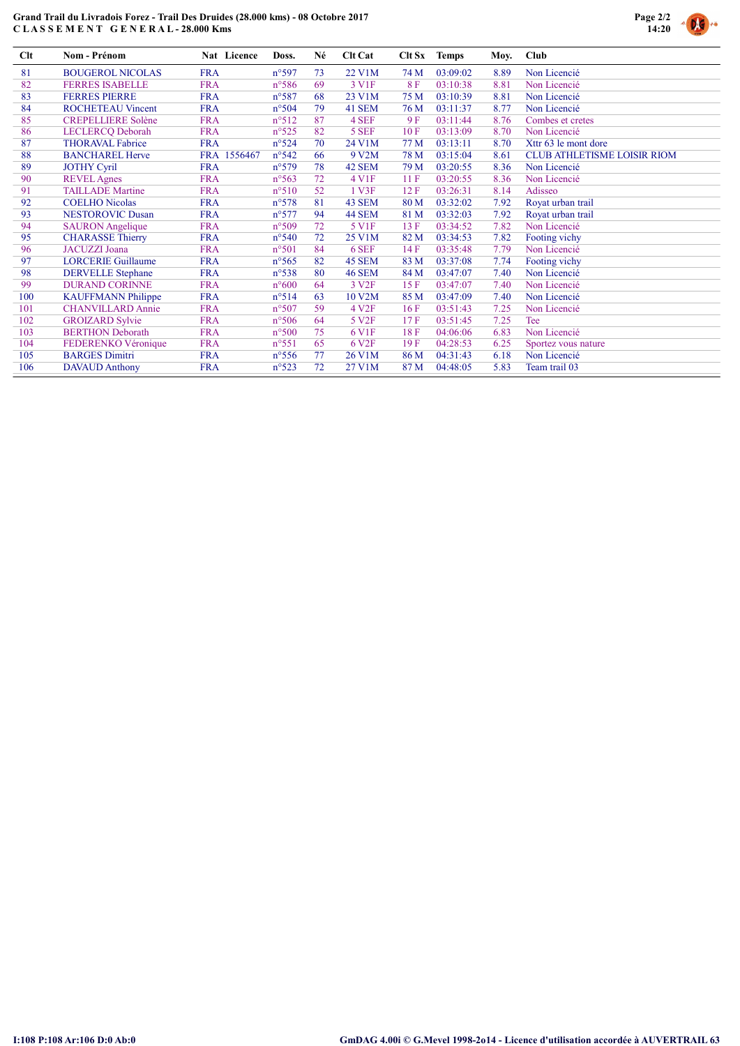**Grand Trail du Livradois Forez - Trail Des Druides (28.000 kms) - 08 Octobre 2017**
**CLASSEMENT GENERAL - 28.000 Kms**

| Clt | Nom - Prénom | Nat | Licence | Doss. | Né | Clt Cat | Clt Sx | Temps | Moy. | Club |
|---|---|---|---|---|---|---|---|---|---|---|
| 81 | BOUGEROL NICOLAS | FRA | | n°597 | 73 | 22 V1M | 74 M | 03:09:02 | 8.89 | Non Licencié |
| 82 | FERRES ISABELLE | FRA | | n°586 | 69 | 3 V1F | 8 F | 03:10:38 | 8.81 | Non Licencié |
| 83 | FERRES PIERRE | FRA | | n°587 | 68 | 23 V1M | 75 M | 03:10:39 | 8.81 | Non Licencié |
| 84 | ROCHETEAU Vincent | FRA | | n°504 | 79 | 41 SEM | 76 M | 03:11:37 | 8.77 | Non Licencié |
| 85 | CREPELLIERE Solène | FRA | | n°512 | 87 | 4 SEF | 9 F | 03:11:44 | 8.76 | Combes et cretes |
| 86 | LECLERCQ Deborah | FRA | | n°525 | 82 | 5 SEF | 10 F | 03:13:09 | 8.70 | Non Licencié |
| 87 | THORAVAL Fabrice | FRA | | n°524 | 70 | 24 V1M | 77 M | 03:13:11 | 8.70 | Xttr 63 le mont dore |
| 88 | BANCHAREL Herve | FRA | 1556467 | n°542 | 66 | 9 V2M | 78 M | 03:15:04 | 8.61 | CLUB ATHLETISME LOISIR RIOM |
| 89 | JOTHY Cyril | FRA | | n°579 | 78 | 42 SEM | 79 M | 03:20:55 | 8.36 | Non Licencié |
| 90 | REVEL Agnes | FRA | | n°563 | 72 | 4 V1F | 11 F | 03:20:55 | 8.36 | Non Licencié |
| 91 | TAILLADE Martine | FRA | | n°510 | 52 | 1 V3F | 12 F | 03:26:31 | 8.14 | Adisseo |
| 92 | COELHO Nicolas | FRA | | n°578 | 81 | 43 SEM | 80 M | 03:32:02 | 7.92 | Royat urban trail |
| 93 | NESTOROVIC Dusan | FRA | | n°577 | 94 | 44 SEM | 81 M | 03:32:03 | 7.92 | Royat urban trail |
| 94 | SAURON Angelique | FRA | | n°509 | 72 | 5 V1F | 13 F | 03:34:52 | 7.82 | Non Licencié |
| 95 | CHARASSE Thierry | FRA | | n°540 | 72 | 25 V1M | 82 M | 03:34:53 | 7.82 | Footing vichy |
| 96 | JACUZZI Joana | FRA | | n°501 | 84 | 6 SEF | 14 F | 03:35:48 | 7.79 | Non Licencié |
| 97 | LORCERIE Guillaume | FRA | | n°565 | 82 | 45 SEM | 83 M | 03:37:08 | 7.74 | Footing vichy |
| 98 | DERVELLE Stephane | FRA | | n°538 | 80 | 46 SEM | 84 M | 03:47:07 | 7.40 | Non Licencié |
| 99 | DURAND CORINNE | FRA | | n°600 | 64 | 3 V2F | 15 F | 03:47:07 | 7.40 | Non Licencié |
| 100 | KAUFFMANN Philippe | FRA | | n°514 | 63 | 10 V2M | 85 M | 03:47:09 | 7.40 | Non Licencié |
| 101 | CHANVILLARD Annie | FRA | | n°507 | 59 | 4 V2F | 16 F | 03:51:43 | 7.25 | Non Licencié |
| 102 | GROIZARD Sylvie | FRA | | n°506 | 64 | 5 V2F | 17 F | 03:51:45 | 7.25 | Tee |
| 103 | BERTHON Deborath | FRA | | n°500 | 75 | 6 V1F | 18 F | 04:06:06 | 6.83 | Non Licencié |
| 104 | FEDERENKO Véronique | FRA | | n°551 | 65 | 6 V2F | 19 F | 04:28:53 | 6.25 | Sportez vous nature |
| 105 | BARGES Dimitri | FRA | | n°556 | 77 | 26 V1M | 86 M | 04:31:43 | 6.18 | Non Licencié |
| 106 | DAVAUD Anthony | FRA | | n°523 | 72 | 27 V1M | 87 M | 04:48:05 | 5.83 | Team trail 03 |

I:108 P:108 Ar:106 D:0 Ab:0

GmDAG 4.00i © G.Mevel 1998-2o14 - Licence d'utilisation accordée à AUVERTRAIL 63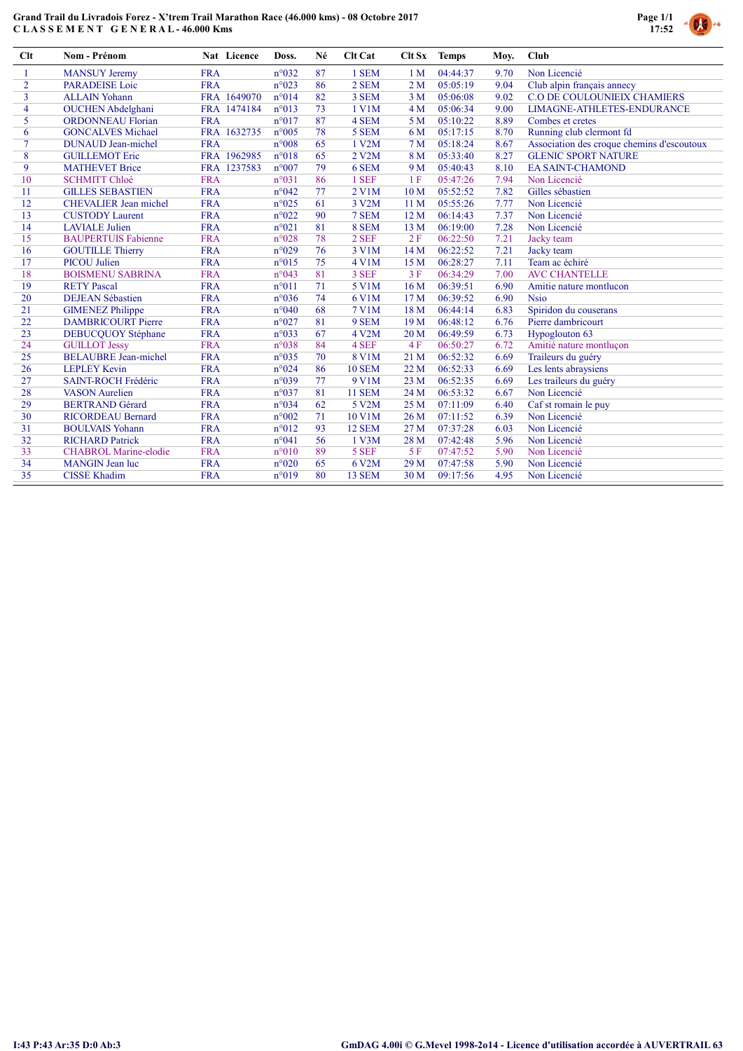**Grand Trail du Livradois Forez - X'trem Trail Marathon Race (46.000 kms) - 08 Octobre 2017**
**C L A S S E M E N T   G E N E R A L - 46.000 Kms**

| Clt | Nom - Prénom | Nat | Licence | Doss. | Né | Clt Cat | Clt Sx | Temps | Moy. | Club |
|---|---|---|---|---|---|---|---|---|---|---|
| 1 | MANSUY Jeremy | FRA | | n°032 | 87 | 1 SEM | 1 M | 04:44:37 | 9.70 | Non Licencié |
| 2 | PARADEISE Loic | FRA | | n°023 | 86 | 2 SEM | 2 M | 05:05:19 | 9.04 | Club alpin français annecy |
| 3 | ALLAIN Yohann | FRA | 1649070 | n°014 | 82 | 3 SEM | 3 M | 05:06:08 | 9.02 | C.O DE COULOUNIEIX CHAMIERS |
| 4 | OUCHEN Abdelghani | FRA | 1474184 | n°013 | 73 | 1 V1M | 4 M | 05:06:34 | 9.00 | LIMAGNE-ATHLETES-ENDURANCE |
| 5 | ORDONNEAU Florian | FRA | | n°017 | 87 | 4 SEM | 5 M | 05:10:22 | 8.89 | Combes et cretes |
| 6 | GONCALVES Michael | FRA | 1632735 | n°005 | 78 | 5 SEM | 6 M | 05:17:15 | 8.70 | Running club clermont fd |
| 7 | DUNAUD Jean-michel | FRA | | n°008 | 65 | 1 V2M | 7 M | 05:18:24 | 8.67 | Association des croque chemins d'escoutoux |
| 8 | GUILLEMOT Eric | FRA | 1962985 | n°018 | 65 | 2 V2M | 8 M | 05:33:40 | 8.27 | GLENIC SPORT NATURE |
| 9 | MATHEVET Brice | FRA | 1237583 | n°007 | 79 | 6 SEM | 9 M | 05:40:43 | 8.10 | EA SAINT-CHAMOND |
| 10 | SCHMITT Chloé | FRA | | n°031 | 86 | 1 SEF | 1 F | 05:47:26 | 7.94 | Non Licencié |
| 11 | GILLES SEBASTIEN | FRA | | n°042 | 77 | 2 V1M | 10 M | 05:52:52 | 7.82 | Gilles sébastien |
| 12 | CHEVALIER Jean michel | FRA | | n°025 | 61 | 3 V2M | 11 M | 05:55:26 | 7.77 | Non Licencié |
| 13 | CUSTODY Laurent | FRA | | n°022 | 90 | 7 SEM | 12 M | 06:14:43 | 7.37 | Non Licencié |
| 14 | LAVIALE Julien | FRA | | n°021 | 81 | 8 SEM | 13 M | 06:19:00 | 7.28 | Non Licencié |
| 15 | BAUPERTUIS Fabienne | FRA | | n°028 | 78 | 2 SEF | 2 F | 06:22:50 | 7.21 | Jacky team |
| 16 | GOUTILLE Thierry | FRA | | n°029 | 76 | 3 V1M | 14 M | 06:22:52 | 7.21 | Jacky team |
| 17 | PICOU Julien | FRA | | n°015 | 75 | 4 V1M | 15 M | 06:28:27 | 7.11 | Team ac échiré |
| 18 | BOISMENU SABRINA | FRA | | n°043 | 81 | 3 SEF | 3 F | 06:34:29 | 7.00 | AVC CHANTELLE |
| 19 | RETY Pascal | FRA | | n°011 | 71 | 5 V1M | 16 M | 06:39:51 | 6.90 | Amitie nature montlucon |
| 20 | DEJEAN Sébastien | FRA | | n°036 | 74 | 6 V1M | 17 M | 06:39:52 | 6.90 | Nsio |
| 21 | GIMENEZ Philippe | FRA | | n°040 | 68 | 7 V1M | 18 M | 06:44:14 | 6.83 | Spiridon du couserans |
| 22 | DAMBRICOURT Pierre | FRA | | n°027 | 81 | 9 SEM | 19 M | 06:48:12 | 6.76 | Pierre dambricourt |
| 23 | DEBUCQUOY Stéphane | FRA | | n°033 | 67 | 4 V2M | 20 M | 06:49:59 | 6.73 | Hypoglouton 63 |
| 24 | GUILLOT Jessy | FRA | | n°038 | 84 | 4 SEF | 4 F | 06:50:27 | 6.72 | Amitié nature montluçon |
| 25 | BELAUBRE Jean-michel | FRA | | n°035 | 70 | 8 V1M | 21 M | 06:52:32 | 6.69 | Traileurs du guéry |
| 26 | LEPLEY Kevin | FRA | | n°024 | 86 | 10 SEM | 22 M | 06:52:33 | 6.69 | Les lents abraysiens |
| 27 | SAINT-ROCH Frédéric | FRA | | n°039 | 77 | 9 V1M | 23 M | 06:52:35 | 6.69 | Les traileurs du guéry |
| 28 | VASON Aurelien | FRA | | n°037 | 81 | 11 SEM | 24 M | 06:53:32 | 6.67 | Non Licencié |
| 29 | BERTRAND Gérard | FRA | | n°034 | 62 | 5 V2M | 25 M | 07:11:09 | 6.40 | Caf st romain le puy |
| 30 | RICORDEAU Bernard | FRA | | n°002 | 71 | 10 V1M | 26 M | 07:11:52 | 6.39 | Non Licencié |
| 31 | BOULVAIS Yohann | FRA | | n°012 | 93 | 12 SEM | 27 M | 07:37:28 | 6.03 | Non Licencié |
| 32 | RICHARD Patrick | FRA | | n°041 | 56 | 1 V3M | 28 M | 07:42:48 | 5.96 | Non Licencié |
| 33 | CHABROL Marine-elodie | FRA | | n°010 | 89 | 5 SEF | 5 F | 07:47:52 | 5.90 | Non Licencié |
| 34 | MANGIN Jean luc | FRA | | n°020 | 65 | 6 V2M | 29 M | 07:47:58 | 5.90 | Non Licencié |
| 35 | CISSE Khadim | FRA | | n°019 | 80 | 13 SEM | 30 M | 09:17:56 | 4.95 | Non Licencié |

I:43 P:43 Ar:35 D:0 Ab:3

GmDAG 4.00i © G.Mevel 1998-2o14 - Licence d'utilisation accordée à AUVERTRAIL 63